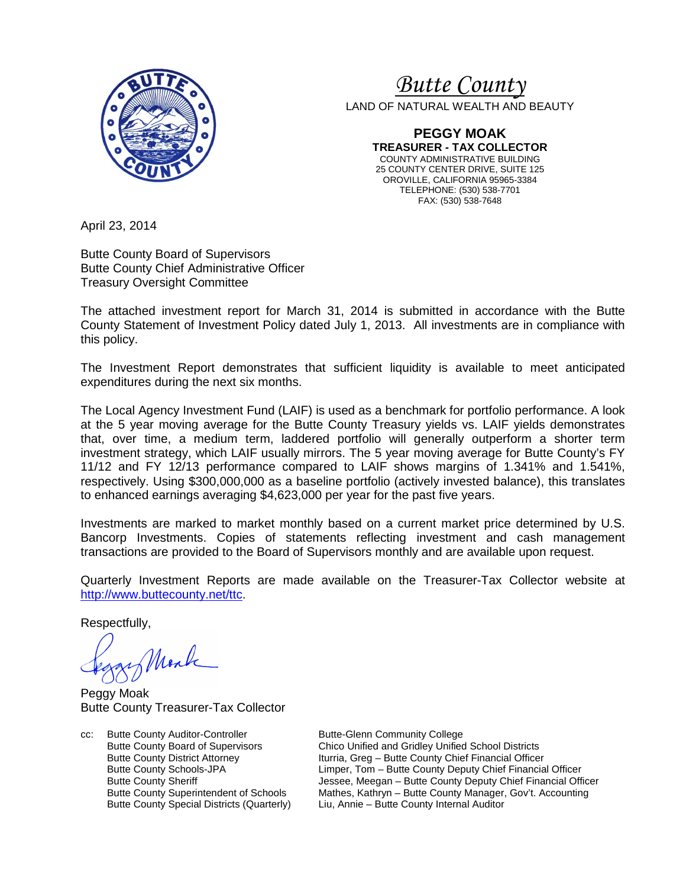# *Butte County*

LAND OF NATURAL WEALTH AND BEAUTY

**PEGGY MOAK**
**TREASURER - TAX COLLECTOR**
COUNTY ADMINISTRATIVE BUILDING
25 COUNTY CENTER DRIVE, SUITE 125
OROVILLE, CALIFORNIA 95965-3384
TELEPHONE: (530) 538-7701
FAX: (530) 538-7648

April 23, 2014

Butte County Board of Supervisors
Butte County Chief Administrative Officer
Treasury Oversight Committee

The attached investment report for March 31, 2014 is submitted in accordance with the Butte County Statement of Investment Policy dated July 1, 2013. All investments are in compliance with this policy.

The Investment Report demonstrates that sufficient liquidity is available to meet anticipated expenditures during the next six months.

The Local Agency Investment Fund (LAIF) is used as a benchmark for portfolio performance. A look at the 5 year moving average for the Butte County Treasury yields vs. LAIF yields demonstrates that, over time, a medium term, laddered portfolio will generally outperform a shorter term investment strategy, which LAIF usually mirrors. The 5 year moving average for Butte County's FY 11/12 and FY 12/13 performance compared to LAIF shows margins of 1.341% and 1.541%, respectively. Using $300,000,000 as a baseline portfolio (actively invested balance), this translates to enhanced earnings averaging $4,623,000 per year for the past five years.

Investments are marked to market monthly based on a current market price determined by U.S. Bancorp Investments. Copies of statements reflecting investment and cash management transactions are provided to the Board of Supervisors monthly and are available upon request.

Quarterly Investment Reports are made available on the Treasurer-Tax Collector website at [http://www.buttecounty.net/ttc](http://www.buttecounty.net/ttc).

Respectfully,

Peggy Moak
Butte County Treasurer-Tax Collector

cc: Butte County Auditor-Controller
Butte County Board of Supervisors
Butte County District Attorney
Butte County Schools-JPA
Butte County Sheriff
Butte County Superintendent of Schools
Butte County Special Districts (Quarterly)
Butte-Glenn Community College
Chico Unified and Gridley Unified School Districts
Iturria, Greg – Butte County Chief Financial Officer
Limper, Tom – Butte County Deputy Chief Financial Officer
Jessee, Meegan – Butte County Deputy Chief Financial Officer
Mathes, Kathryn – Butte County Manager, Gov't. Accounting
Liu, Annie – Butte County Internal Auditor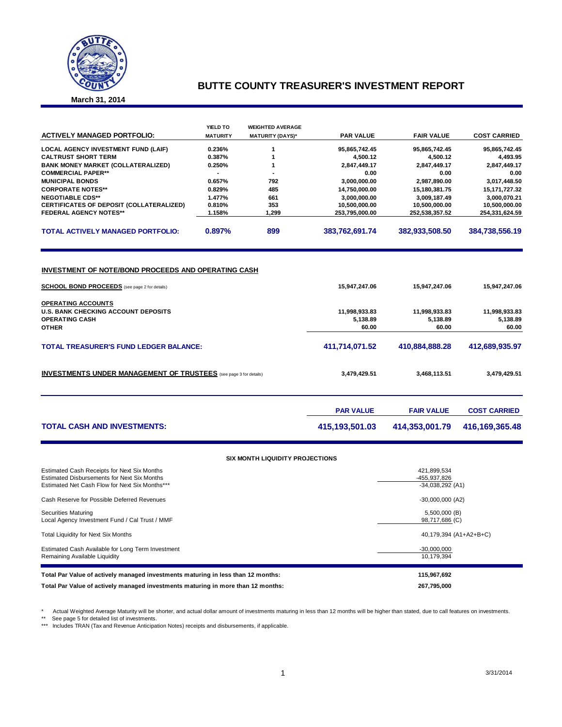# BUTTE COUNTY TREASURER'S INVESTMENT REPORT

**March 31, 2014**

| ACTIVELY MANAGED PORTFOLIO: | YIELD TO MATURITY | WEIGHTED AVERAGE MATURITY (DAYS)* | PAR VALUE | FAIR VALUE | COST CARRIED |
|---|---|---|---|---|---|
| LOCAL AGENCY INVESTMENT FUND (LAIF) | 0.236% | 1 | 95,865,742.45 | 95,865,742.45 | 95,865,742.45 |
| CALTRUST SHORT TERM | 0.387% | 1 | 4,500.12 | 4,500.12 | 4,493.95 |
| BANK MONEY MARKET (COLLATERALIZED) | 0.250% | 1 | 2,847,449.17 | 2,847,449.17 | 2,847,449.17 |
| COMMERCIAL PAPER** | - | - | 0.00 | 0.00 | 0.00 |
| MUNICIPAL BONDS | 0.657% | 792 | 3,000,000.00 | 2,987,890.00 | 3,017,448.50 |
| CORPORATE NOTES** | 0.829% | 485 | 14,750,000.00 | 15,180,381.75 | 15,171,727.32 |
| NEGOTIABLE CDS** | 1.477% | 661 | 3,000,000.00 | 3,009,187.49 | 3,000,070.21 |
| CERTIFICATES OF DEPOSIT (COLLATERALIZED) | 0.810% | 353 | 10,500,000.00 | 10,500,000.00 | 10,500,000.00 |
| FEDERAL AGENCY NOTES** | 1.158% | 1,299 | 253,795,000.00 | 252,538,357.52 | 254,331,624.59 |
| **TOTAL ACTIVELY MANAGED PORTFOLIO:** | **0.897%** | **899** | **383,762,691.74** | **382,933,508.50** | **384,738,556.19** |

## INVESTMENT OF NOTE/BOND PROCEEDS AND OPERATING CASH

| | PAR VALUE | FAIR VALUE | COST CARRIED |
|---|---|---|---|
| **SCHOOL BOND PROCEEDS** (see page 2 for details) | 15,947,247.06 | 15,947,247.06 | 15,947,247.06 |
| **OPERATING ACCOUNTS** | | | |
| U.S. BANK CHECKING ACCOUNT DEPOSITS | 11,998,933.83 | 11,998,933.83 | 11,998,933.83 |
| OPERATING CASH | 5,138.89 | 5,138.89 | 5,138.89 |
| OTHER | 60.00 | 60.00 | 60.00 |
| **TOTAL TREASURER'S FUND LEDGER BALANCE:** | **411,714,071.52** | **410,884,888.28** | **412,689,935.97** |
| **INVESTMENTS UNDER MANAGEMENT OF TRUSTEES** (see page 3 for details) | 3,479,429.51 | 3,468,113.51 | 3,479,429.51 |

| | PAR VALUE | FAIR VALUE | COST CARRIED |
|---|---|---|---|
| **TOTAL CASH AND INVESTMENTS:** | **415,193,501.03** | **414,353,001.79** | **416,169,365.48** |

### SIX MONTH LIQUIDITY PROJECTIONS

| | |
|---|---|
| Estimated Cash Receipts for Next Six Months | 421,899,534 |
| Estimated Disbursements for Next Six Months | -455,937,826 |
| Estimated Net Cash Flow for Next Six Months*** | -34,038,292 (A1) |
| Cash Reserve for Possible Deferred Revenues | -30,000,000 (A2) |
| Securities Maturing | 5,500,000 (B) |
| Local Agency Investment Fund / Cal Trust / MMF | 98,717,686 (C) |
| Total Liquidity for Next Six Months | 40,179,394 (A1+A2+B+C) |
| Estimated Cash Available for Long Term Investment | -30,000,000 |
| Remaining Available Liquidity | 10,179,394 |

| | |
|---|---|
| **Total Par Value of actively managed investments maturing in less than 12 months:** | **115,967,692** |
| **Total Par Value of actively managed investments maturing in more than 12 months:** | **267,795,000** |

\* Actual Weighted Average Maturity will be shorter, and actual dollar amount of investments maturing in less than 12 months will be higher than stated, due to call features on investments.

\** See page 5 for detailed list of investments.

\*** Includes TRAN (Tax and Revenue Anticipation Notes) receipts and disbursements, if applicable.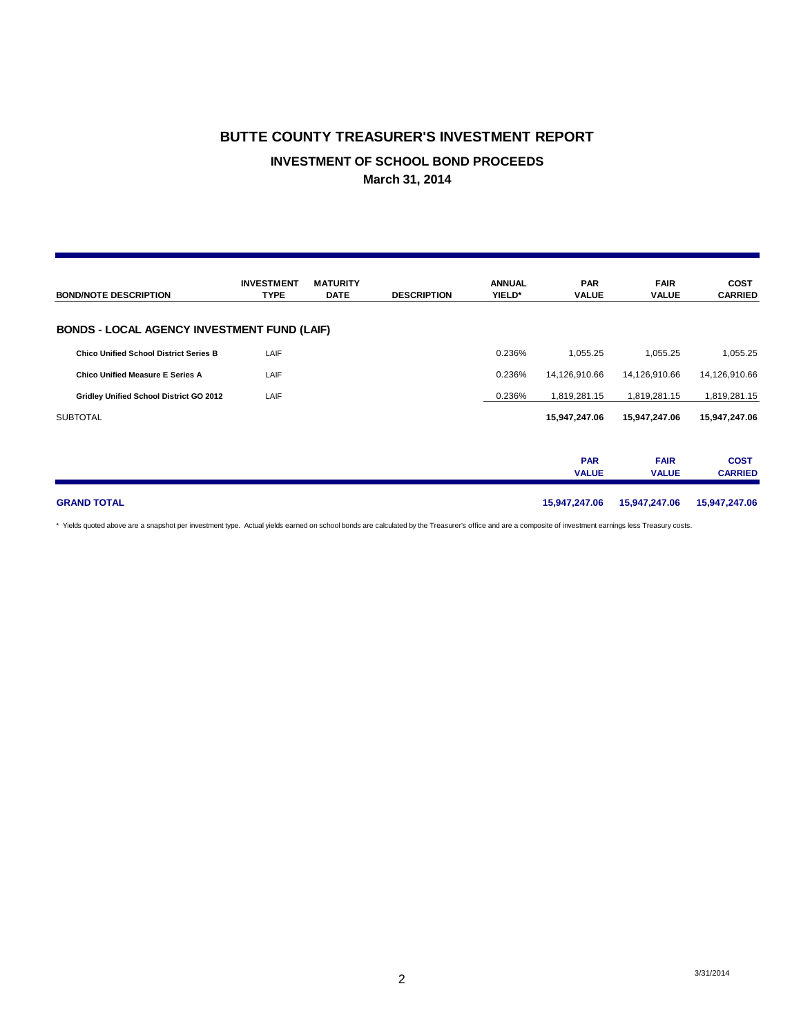# BUTTE COUNTY TREASURER'S INVESTMENT REPORT

## INVESTMENT OF SCHOOL BOND PROCEEDS

### March 31, 2014

| BOND/NOTE DESCRIPTION | INVESTMENT TYPE | MATURITY DATE | DESCRIPTION | ANNUAL YIELD* | PAR VALUE | FAIR VALUE | COST CARRIED |
|---|---|---|---|---|---|---|---|
| **BONDS - LOCAL AGENCY INVESTMENT FUND (LAIF)** | | | | | | | |
| **Chico Unified School District Series B** | LAIF | | | 0.236% | 1,055.25 | 1,055.25 | 1,055.25 |
| **Chico Unified Measure E Series A** | LAIF | | | 0.236% | 14,126,910.66 | 14,126,910.66 | 14,126,910.66 |
| **Gridley Unified School District GO 2012** | LAIF | | | 0.236% | 1,819,281.15 | 1,819,281.15 | 1,819,281.15 |
| SUBTOTAL | | | | | **15,947,247.06** | **15,947,247.06** | **15,947,247.06** |

| | PAR VALUE | FAIR VALUE | COST CARRIED |
|---|---|---|---|
| **GRAND TOTAL** | **15,947,247.06** | **15,947,247.06** | **15,947,247.06** |

* Yields quoted above are a snapshot per investment type. Actual yields earned on school bonds are calculated by the Treasurer's office and are a composite of investment earnings less Treasury costs.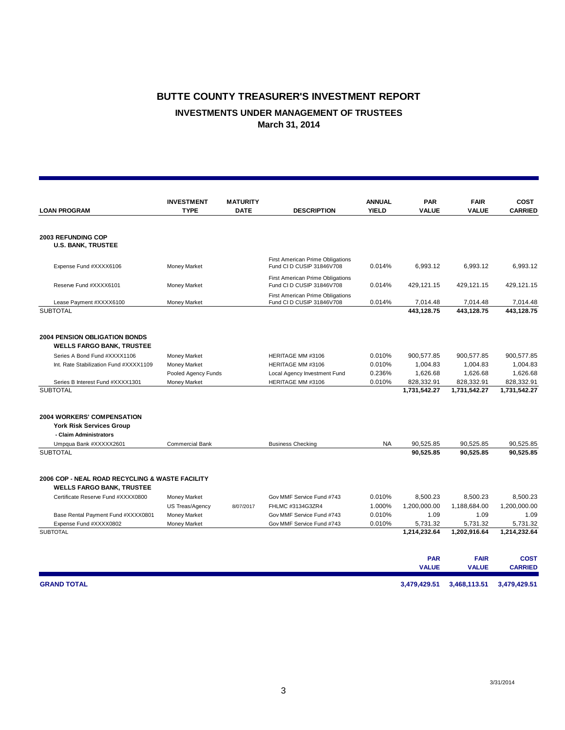# BUTTE COUNTY TREASURER'S INVESTMENT REPORT

## INVESTMENTS UNDER MANAGEMENT OF TRUSTEES

### March 31, 2014

| LOAN PROGRAM | INVESTMENT TYPE | MATURITY DATE | DESCRIPTION | ANNUAL YIELD | PAR VALUE | FAIR VALUE | COST CARRIED |
|---|---|---|---|---|---|---|---|
| **2003 REFUNDING COP** | | | | | | | |
| **U.S. BANK, TRUSTEE** | | | | | | | |
| Expense Fund #XXXX6106 | Money Market | | First American Prime Obligations Fund CI D CUSIP 31846V708 | 0.014% | 6,993.12 | 6,993.12 | 6,993.12 |
| Reserve Fund #XXXX6101 | Money Market | | First American Prime Obligations Fund CI D CUSIP 31846V708 | 0.014% | 429,121.15 | 429,121.15 | 429,121.15 |
| Lease Payment #XXXX6100 | Money Market | | First American Prime Obligations Fund CI D CUSIP 31846V708 | 0.014% | 7,014.48 | 7,014.48 | 7,014.48 |
| SUBTOTAL | | | | | **443,128.75** | **443,128.75** | **443,128.75** |
| **2004 PENSION OBLIGATION BONDS** | | | | | | | |
| **WELLS FARGO BANK, TRUSTEE** | | | | | | | |
| Series A Bond Fund #XXXX1106 | Money Market | | HERITAGE MM #3106 | 0.010% | 900,577.85 | 900,577.85 | 900,577.85 |
| Int. Rate Stabilization Fund #XXXX1109 | Money Market | | HERITAGE MM #3106 | 0.010% | 1,004.83 | 1,004.83 | 1,004.83 |
| | Pooled Agency Funds | | Local Agency Investment Fund | 0.236% | 1,626.68 | 1,626.68 | 1,626.68 |
| Series B Interest Fund #XXXX1301 | Money Market | | HERITAGE MM #3106 | 0.010% | 828,332.91 | 828,332.91 | 828,332.91 |
| SUBTOTAL | | | | | **1,731,542.27** | **1,731,542.27** | **1,731,542.27** |
| **2004 WORKERS' COMPENSATION** | | | | | | | |
| **York Risk Services Group** | | | | | | | |
| **- Claim Administrators** | | | | | | | |
| Umpqua Bank #XXXXX2601 | Commercial Bank | | Business Checking | NA | 90,525.85 | 90,525.85 | 90,525.85 |
| SUBTOTAL | | | | | **90,525.85** | **90,525.85** | **90,525.85** |
| **2006 COP - NEAL ROAD RECYCLING & WASTE FACILITY** | | | | | | | |
| **WELLS FARGO BANK, TRUSTEE** | | | | | | | |
| Certificate Reserve Fund #XXXX0800 | Money Market | | Gov MMF Service Fund #743 | 0.010% | 8,500.23 | 8,500.23 | 8,500.23 |
| | US Treas/Agency | 8/07/2017 | FHLMC #3134G3ZR4 | 1.000% | 1,200,000.00 | 1,188,684.00 | 1,200,000.00 |
| Base Rental Payment Fund #XXXX0801 | Money Market | | Gov MMF Service Fund #743 | 0.010% | 1.09 | 1.09 | 1.09 |
| Expense Fund #XXXX0802 | Money Market | | Gov MMF Service Fund #743 | 0.010% | 5,731.32 | 5,731.32 | 5,731.32 |
| SUBTOTAL | | | | | **1,214,232.64** | **1,202,916.64** | **1,214,232.64** |

| | PAR VALUE | FAIR VALUE | COST CARRIED |
|---|---|---|---|
| **GRAND TOTAL** | **3,479,429.51** | **3,468,113.51** | **3,479,429.51** |

3/31/2014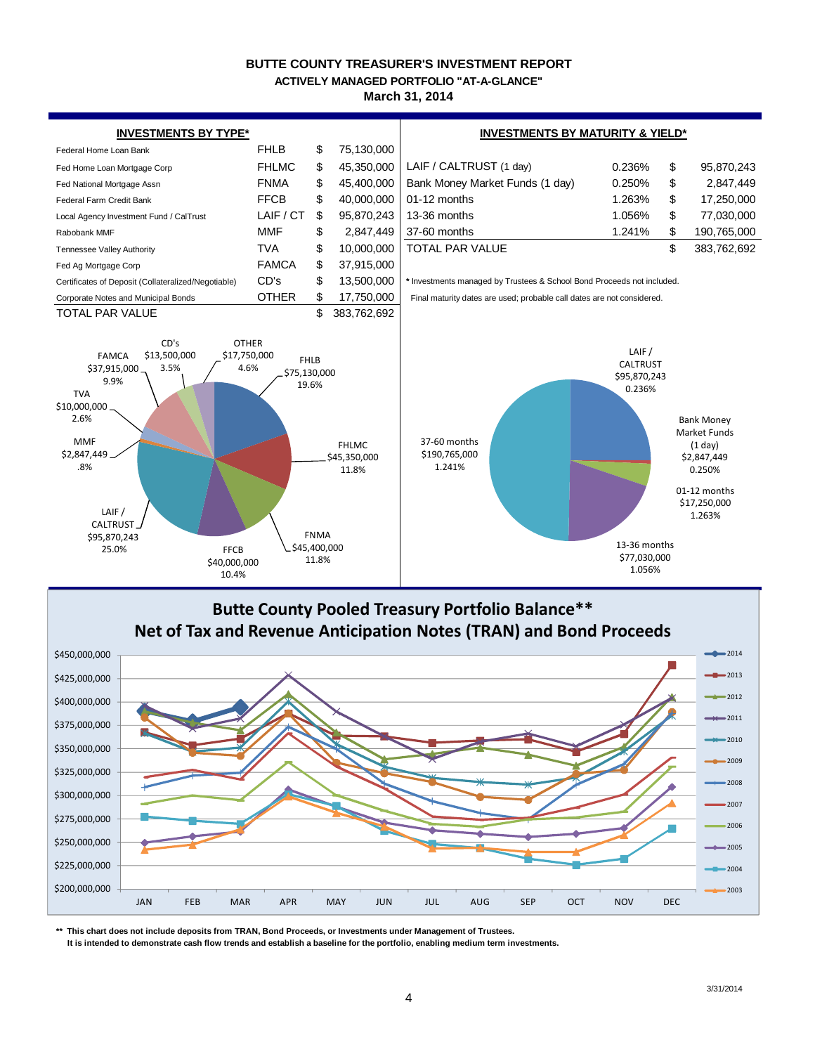# BUTTE COUNTY TREASURER'S INVESTMENT REPORT

## ACTIVELY MANAGED PORTFOLIO "AT-A-GLANCE"

### March 31, 2014

**INVESTMENTS BY TYPE***

| | | | |
|---|---|---|---|
| Federal Home Loan Bank | FHLB | $ | 75,130,000 |
| Fed Home Loan Mortgage Corp | FHLMC | $ | 45,350,000 |
| Fed National Mortgage Assn | FNMA | $ | 45,400,000 |
| Federal Farm Credit Bank | FFCB | $ | 40,000,000 |
| Local Agency Investment Fund / CalTrust | LAIF / CT | $ | 95,870,243 |
| Rabobank MMF | MMF | $ | 2,847,449 |
| Tennessee Valley Authority | TVA | $ | 10,000,000 |
| Fed Ag Mortgage Corp | FAMCA | $ | 37,915,000 |
| Certificates of Deposit (Collateralized/Negotiable) | CD's | $ | 13,500,000 |
| Corporate Notes and Municipal Bonds | OTHER | $ | 17,750,000 |
| TOTAL PAR VALUE | | $ | 383,762,692 |

**INVESTMENTS BY MATURITY & YIELD***

| | | | |
|---|---|---|---|
| LAIF / CALTRUST (1 day) | 0.236% | $ | 95,870,243 |
| Bank Money Market Funds (1 day) | 0.250% | $ | 2,847,449 |
| 01-12 months | 1.263% | $ | 17,250,000 |
| 13-36 months | 1.056% | $ | 77,030,000 |
| 37-60 months | 1.241% | $ | 190,765,000 |
| TOTAL PAR VALUE | | $ | 383,762,692 |

\* Investments managed by Trustees & School Bond Proceeds not included.

Final maturity dates are used; probable call dates are not considered.

FHLB $75,130,000 19.6%; FHLMC $45,350,000 11.8%; FNMA $45,400,000 11.8%; FFCB $40,000,000 10.4%; LAIF / CALTRUST $95,870,243 25.0%; MMF $2,847,449 .8%; TVA $10,000,000 2.6%; FAMCA $37,915,000 9.9%; CD's $13,500,000 3.5%; OTHER $17,750,000 4.6%

LAIF / CALTRUST $95,870,243 0.236%; Bank Money Market Funds (1 day) $2,847,449 0.250%; 01-12 months $17,250,000 1.263%; 13-36 months $77,030,000 1.056%; 37-60 months $190,765,000 1.241%

## Butte County Pooled Treasury Portfolio Balance**
## Net of Tax and Revenue Anticipation Notes (TRAN) and Bond Proceeds

Legend: 2014, 2013, 2012, 2011, 2010, 2009, 2008, 2007, 2006, 2005, 2004, 2003

Y-axis: $200,000,000 – $450,000,000; X-axis: JAN – DEC

\*\* This chart does not include deposits from TRAN, Bond Proceeds, or Investments under Management of Trustees.
It is intended to demonstrate cash flow trends and establish a baseline for the portfolio, enabling medium term investments.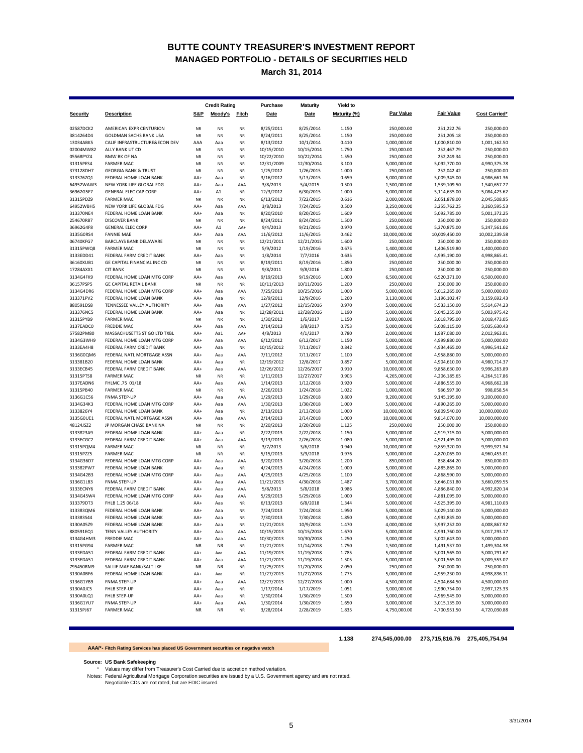# BUTTE COUNTY TREASURER'S INVESTMENT REPORT

## MANAGED PORTFOLIO - DETAILS OF SECURITIES HELD

**March 31, 2014**

| | | Credit Rating | | | Purchase | Maturity | Yield to | | | |
|---|---|---|---|---|---|---|---|---|---|---|
| **Security** | **Description** | **S&P** | **Moody's** | **Fitch** | **Date** | **Date** | **Maturity (%)** | **Par Value** | **Fair Value** | **Cost Carried*** |
| 02587DCK2 | AMERICAN EXPR CENTURION | NR | NR | NR | 8/25/2011 | 8/25/2014 | 1.150 | 250,000.00 | 251,222.76 | 250,000.00 |
| 3814264D4 | GOLDMAN SACHS BANK USA | NR | NR | NR | 8/24/2011 | 8/25/2014 | 1.150 | 250,000.00 | 251,205.18 | 250,000.00 |
| 13034ABK5 | CALIF INFRASTRUCTURE&ECON DEV | AAA | Aaa | NR | 8/13/2012 | 10/1/2014 | 0.410 | 1,000,000.00 | 1,000,810.00 | 1,001,162.50 |
| 02004MW82 | ALLY BANK UT CD | NR | NR | NR | 10/15/2010 | 10/15/2014 | 1.750 | 250,000.00 | 252,467.79 | 250,000.00 |
| 05568PYZ4 | BMW BK OF NA | NR | NR | NR | 10/22/2010 | 10/22/2014 | 1.550 | 250,000.00 | 252,249.34 | 250,000.00 |
| 31315PES4 | FARMER MAC | NR | NR | NR | 12/31/2009 | 12/30/2014 | 3.100 | 5,000,000.00 | 5,092,770.00 | 4,990,375.78 |
| 373128DH7 | GEORGIA BANK & TRUST | NR | NR | NR | 1/25/2012 | 1/26/2015 | 1.000 | 250,000.00 | 252,042.42 | 250,000.00 |
| 313376ZQ1 | FEDERAL HOME LOAN BANK | AA+ | Aaa | NR | 3/16/2012 | 3/13/2015 | 0.659 | 5,000,000.00 | 5,009,345.00 | 4,986,661.36 |
| 64952WAW3 | NEW YORK LIFE GLOBAL FDG | AA+ | Aaa | AAA | 3/8/2013 | 5/4/2015 | 0.500 | 1,500,000.00 | 1,539,109.50 | 1,540,657.27 |
| 36962G5F7 | GENERAL ELEC CAP CORP | AA+ | A1 | NR | 12/3/2012 | 6/30/2015 | 1.000 | 5,000,000.00 | 5,114,635.00 | 5,084,423.62 |
| 31315PDZ9 | FARMER MAC | NR | NR | NR | 6/13/2012 | 7/22/2015 | 0.616 | 2,000,000.00 | 2,051,878.00 | 2,045,508.95 |
| 64952WBH5 | NEW YORK LIFE GLOBAL FDG | AA+ | Aaa | AAA | 3/8/2013 | 7/24/2015 | 0.500 | 3,250,000.00 | 3,255,762.25 | 3,260,595.53 |
| 313370NE4 | FEDERAL HOME LOAN BANK | AA+ | Aaa | NR | 8/20/2010 | 8/20/2015 | 1.609 | 5,000,000.00 | 5,092,785.00 | 5,001,372.25 |
| 254670R87 | DISCOVER BANK | NR | NR | NR | 8/24/2011 | 8/24/2015 | 1.500 | 250,000.00 | 250,000.00 | 250,000.00 |
| 36962G4F8 | GENERAL ELEC CORP | AA+ | A1 | AA+ | 9/4/2013 | 9/21/2015 | 0.970 | 5,000,000.00 | 5,270,875.00 | 5,247,561.06 |
| 3135G0RS4 | FANNIE MAE | AA+ | Aaa | AAA | 11/6/2012 | 11/6/2015 | 0.462 | 10,000,000.00 | 10,009,450.00 | 10,002,239.58 |
| 06740KFG7 | BARCLAYS BANK DELAWARE | NR | NR | NR | 12/21/2011 | 12/21/2015 | 1.600 | 250,000.00 | 250,000.00 | 250,000.00 |
| 31315PWQ8 | FARMER MAC | NR | NR | NR | 5/9/2012 | 1/19/2016 | 0.675 | 1,400,000.00 | 1,406,519.80 | 1,400,000.00 |
| 3133EDD41 | FEDERAL FARM CREDIT BANK | AA+ | Aaa | NR | 1/8/2014 | 7/7/2016 | 0.635 | 5,000,000.00 | 4,995,190.00 | 4,998,865.41 |
| 36160XUB1 | GE CAPITAL FINANCIAL INC CD | NR | NR | NR | 8/19/2011 | 8/19/2016 | 1.850 | 250,000.00 | 250,000.00 | 250,000.00 |
| 17284AXX1 | CIT BANK | NR | NR | NR | 9/8/2011 | 9/8/2016 | 1.800 | 250,000.00 | 250,000.00 | 250,000.00 |
| 3134G4FK9 | FEDERAL HOME LOAN MTG CORP | AA+ | Aaa | AAA | 9/19/2013 | 9/19/2016 | 1.000 | 6,500,000.00 | 6,520,371.00 | 6,500,000.00 |
| 36157PSP5 | GE CAPITAL RETAIL BANK | NR | NR | NR | 10/11/2013 | 10/11/2016 | 1.200 | 250,000.00 | 250,000.00 | 250,000.00 |
| 3134G4DR6 | FEDERAL HOME LOAN MTG CORP | AA+ | Aaa | AAA | 7/25/2013 | 10/25/2016 | 1.000 | 5,000,000.00 | 5,012,265.00 | 5,000,000.00 |
| 313371PV2 | FEDERAL HOME LOAN BANK | AA+ | Aaa | NR | 12/9/2011 | 12/9/2016 | 1.260 | 3,130,000.00 | 3,196,102.47 | 3,159,692.43 |
| 880591DS8 | TENNESSEE VALLEY AUTHORITY | AA+ | Aaa | AAA | 1/27/2012 | 12/15/2016 | 0.970 | 5,000,000.00 | 5,533,150.00 | 5,514,674.23 |
| 313376NC5 | FEDERAL HOME LOAN BANK | AA+ | Aaa | NR | 12/28/2011 | 12/28/2016 | 1.190 | 5,000,000.00 | 5,045,255.00 | 5,003,975.42 |
| 31315PYB9 | FARMER MAC | NR | NR | NR | 1/30/2012 | 1/6/2017 | 1.150 | 3,000,000.00 | 3,018,795.00 | 3,018,473.05 |
| 3137EADC0 | FREDDIE MAC | AA+ | Aaa | AAA | 2/14/2013 | 3/8/2017 | 0.753 | 5,000,000.00 | 5,008,115.00 | 5,035,630.43 |
| 57582PM80 | MASSACHUSETTS ST GO LTD TXBL | AA+ | Aa1 | AA+ | 4/8/2013 | 4/1/2017 | 0.780 | 2,000,000.00 | 1,987,080.00 | 2,012,963.01 |
| 3134G3WH9 | FEDERAL HOME LOAN MTG CORP | AA+ | Aaa | AAA | 6/12/2012 | 6/12/2017 | 1.150 | 5,000,000.00 | 4,999,880.00 | 5,000,000.00 |
| 3133EA4H8 | FEDERAL FARM CREDIT BANK | AA+ | Aaa | NR | 10/15/2012 | 7/11/2017 | 0.842 | 5,000,000.00 | 4,934,465.00 | 4,996,541.62 |
| 3136G0QM6 | FEDERAL NATL MORTGAGE ASSN | AA+ | Aaa | AAA | 7/11/2012 | 7/11/2017 | 1.100 | 5,000,000.00 | 4,958,880.00 | 5,000,000.00 |
| 313381B20 | FEDERAL HOME LOAN BANK | AA+ | Aaa | NR | 12/19/2012 | 12/8/2017 | 0.857 | 5,000,000.00 | 4,904,610.00 | 4,980,714.37 |
| 3133ECB45 | FEDERAL FARM CREDIT BANK | AA+ | Aaa | AAA | 12/26/2012 | 12/26/2017 | 0.910 | 10,000,000.00 | 9,858,630.00 | 9,996,263.89 |
| 31315PTS8 | FARMER MAC | NR | NR | NR | 1/11/2013 | 12/27/2017 | 0.903 | 4,265,000.00 | 4,206,185.65 | 4,264,517.86 |
| 3137EADN6 | FHLMC .75 01/18 | AA+ | Aaa | AAA | 1/14/2013 | 1/12/2018 | 0.920 | 5,000,000.00 | 4,886,555.00 | 4,968,662.18 |
| 31315PB40 | FARMER MAC | NR | NR | NR | 2/26/2013 | 1/24/2018 | 1.022 | 1,000,000.00 | 986,597.00 | 998,058.54 |
| 3136G1C56 | FNMA STEP-UP | AA+ | Aaa | AAA | 1/29/2013 | 1/29/2018 | 0.800 | 9,200,000.00 | 9,145,195.60 | 9,200,000.00 |
| 3134G34K3 | FEDERAL HOME LOAN MTG CORP | AA+ | Aaa | AAA | 1/30/2013 | 1/30/2018 | 1.000 | 5,000,000.00 | 4,890,265.00 | 5,000,000.00 |
| 3133826Y4 | FEDERAL HOME LOAN BANK | AA+ | Aaa | NR | 2/13/2013 | 2/13/2018 | 1.000 | 10,000,000.00 | 9,809,540.00 | 10,000,000.00 |
| 3135G0UE1 | FEDERAL NATL MORTGAGE ASSN | AA+ | Aaa | AAA | 2/14/2013 | 2/14/2018 | 1.000 | 10,000,000.00 | 9,814,070.00 | 10,000,000.00 |
| 48124JSZ2 | JP MORGAN CHASE BANK NA | NR | NR | NR | 2/20/2013 | 2/20/2018 | 1.125 | 250,000.00 | 250,000.00 | 250,000.00 |
| 3133823A9 | FEDERAL HOME LOAN BANK | AA+ | Aaa | NR | 2/22/2013 | 2/22/2018 | 1.150 | 5,000,000.00 | 4,919,715.00 | 5,000,000.00 |
| 3133ECGC2 | FEDERAL FARM CREDIT BANK | AA+ | Aaa | AAA | 3/13/2013 | 2/26/2018 | 1.080 | 5,000,000.00 | 4,921,495.00 | 5,000,000.00 |
| 31315PQM4 | FARMER MAC | NR | NR | NR | 3/7/2013 | 3/6/2018 | 0.940 | 10,000,000.00 | 9,859,320.00 | 9,999,921.34 |
| 31315PZZ5 | FARMER MAC | NR | NR | NR | 5/15/2013 | 3/9/2018 | 0.976 | 5,000,000.00 | 4,870,065.00 | 4,960,453.01 |
| 3134G36D7 | FEDERAL HOME LOAN MTG CORP | AA+ | Aaa | AAA | 3/20/2013 | 3/20/2018 | 1.200 | 850,000.00 | 838,484.20 | 850,000.00 |
| 313382PW7 | FEDERAL HOME LOAN BANK | AA+ | Aaa | NR | 4/24/2013 | 4/24/2018 | 1.000 | 5,000,000.00 | 4,885,865.00 | 5,000,000.00 |
| 3134G42B3 | FEDERAL HOME LOAN MTG CORP | AA+ | Aaa | AAA | 4/25/2013 | 4/25/2018 | 1.100 | 5,000,000.00 | 4,868,590.00 | 5,000,000.00 |
| 3136G1LB3 | FNMA STEP-UP | AA+ | Aaa | AAA | 11/21/2013 | 4/30/2018 | 1.487 | 3,700,000.00 | 3,646,031.80 | 3,660,059.55 |
| 3133ECNY6 | FEDERAL FARM CREDIT BANK | AA+ | Aaa | AAA | 5/8/2013 | 5/8/2018 | 0.986 | 5,000,000.00 | 4,886,840.00 | 4,992,820.14 |
| 3134G45W4 | FEDERAL HOME LOAN MTG CORP | AA+ | Aaa | AAA | 5/29/2013 | 5/29/2018 | 1.000 | 5,000,000.00 | 4,881,095.00 | 5,000,000.00 |
| 313379DT3 | FHLB 1.25 06/18 | AA+ | Aaa | NR | 6/13/2013 | 6/8/2018 | 1.344 | 5,000,000.00 | 4,925,395.00 | 4,981,110.03 |
| 313383QM6 | FEDERAL HOME LOAN BANK | AA+ | Aaa | NR | 7/24/2013 | 7/24/2018 | 1.950 | 5,000,000.00 | 5,029,140.00 | 5,000,000.00 |
| 313383S44 | FEDERAL HOME LOAN BANK | AA+ | Aaa | NR | 7/30/2013 | 7/30/2018 | 1.850 | 5,000,000.00 | 4,992,835.00 | 5,000,000.00 |
| 3130A05Z9 | FEDERAL HOME LOAN BANK | AA+ | Aaa | NR | 11/21/2013 | 10/9/2018 | 1.470 | 4,000,000.00 | 3,997,252.00 | 4,008,867.92 |
| 880591EQ1 | TENN VALLEY AUTHORITY | AA+ | Aaa | AAA | 10/15/2013 | 10/15/2018 | 1.670 | 5,000,000.00 | 4,991,760.00 | 5,017,293.17 |
| 3134G4HM3 | FREDDIE MAC | AA+ | Aaa | AAA | 10/30/2013 | 10/30/2018 | 1.250 | 3,000,000.00 | 3,002,643.00 | 3,000,000.00 |
| 31315PG94 | FARMER MAC | NR | NR | NR | 11/21/2013 | 11/14/2018 | 1.750 | 1,500,000.00 | 1,491,537.00 | 1,499,304.38 |
| 3133EDA51 | FEDERAL FARM CREDIT BANK | AA+ | Aaa | AAA | 11/19/2013 | 11/19/2018 | 1.785 | 5,000,000.00 | 5,001,565.00 | 5,000,791.67 |
| 3133EDA51 | FEDERAL FARM CREDIT BANK | AA+ | Aaa | AAA | 11/21/2013 | 11/19/2018 | 1.505 | 5,000,000.00 | 5,001,565.00 | 5,009,553.07 |
| 795450RM9 | SALLIE MAE BANK/SALT LKE | NR | NR | NR | 11/25/2013 | 11/20/2018 | 2.050 | 250,000.00 | 250,000.00 | 250,000.00 |
| 3130A0BF6 | FEDERAL HOME LOAN BANK | AA+ | Aaa | NR | 11/27/2013 | 11/27/2018 | 1.775 | 5,000,000.00 | 4,959,230.00 | 4,998,836.11 |
| 3136G1YB9 | FNMA STEP-UP | AA+ | Aaa | AAA | 12/27/2013 | 12/27/2018 | 1.000 | 4,500,000.00 | 4,504,684.50 | 4,500,000.00 |
| 3130A0JC5 | FHLB STEP-UP | AA+ | Aaa | NR | 1/17/2014 | 1/17/2019 | 1.051 | 3,000,000.00 | 2,990,754.00 | 2,997,123.33 |
| 3130A0LQ1 | FHLB STEP-UP | AA+ | Aaa | NR | 1/30/2014 | 1/30/2019 | 1.500 | 5,000,000.00 | 4,969,545.00 | 5,000,000.00 |
| 3136G1YU7 | FNMA STEP-UP | AA+ | Aaa | AAA | 1/30/2014 | 1/30/2019 | 1.650 | 3,000,000.00 | 3,015,135.00 | 3,000,000.00 |
| 31315PJ67 | FARMER MAC | NR | NR | NR | 3/28/2014 | 2/28/2019 | 1.835 | 4,750,000.00 | 4,700,951.50 | 4,720,030.88 |
| | | | | | | | **1.138** | **274,545,000.00** | **273,715,816.76** | **275,405,754.94** |

**AAA/*- Fitch Rating Services has placed US Government securities on negative watch**

**Source: US Bank Safekeeping**

\* Values may differ from Treasurer's Cost Carried due to accretion method variation.

Notes: Federal Agricultural Mortgage Corporation securities are issued by a U.S. Government agency and are not rated.
Negotiable CDs are not rated, but are FDIC insured.